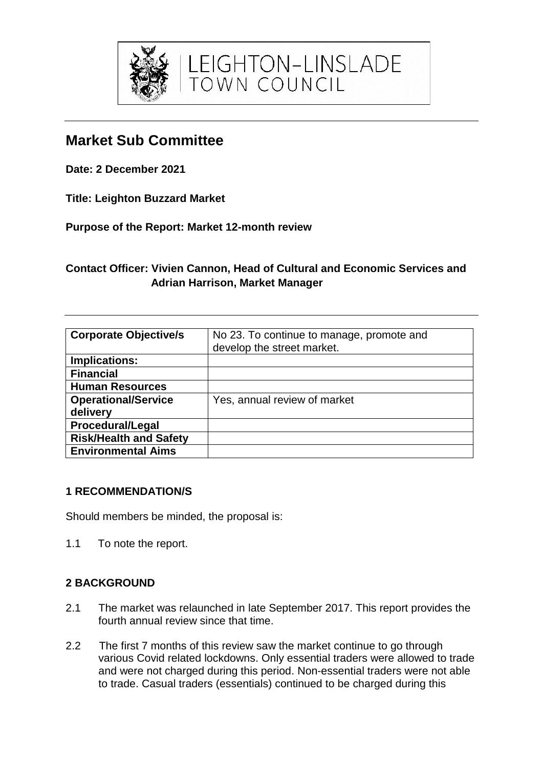LEIGHTON-LINSLADE TOWN COUNCIL

# Market Sub Committee

**Date: 2 December 2021**

**Title: Leighton Buzzard Market**

**Purpose of the Report: Market 12-month review**

**Contact Officer: Vivien Cannon, Head of Cultural and Economic Services and Adrian Harrison, Market Manager**

| **Corporate Objective/s** | No 23. To continue to manage, promote and develop the street market. |
|---|---|
| **Implications:** | |
| **Financial** | |
| **Human Resources** | |
| **Operational/Service delivery** | Yes, annual review of market |
| **Procedural/Legal** | |
| **Risk/Health and Safety** | |
| **Environmental Aims** | |

## 1 RECOMMENDATION/S

Should members be minded, the proposal is:

1.1 To note the report.

## 2 BACKGROUND

2.1 The market was relaunched in late September 2017. This report provides the fourth annual review since that time.

2.2 The first 7 months of this review saw the market continue to go through various Covid related lockdowns. Only essential traders were allowed to trade and were not charged during this period. Non-essential traders were not able to trade. Casual traders (essentials) continued to be charged during this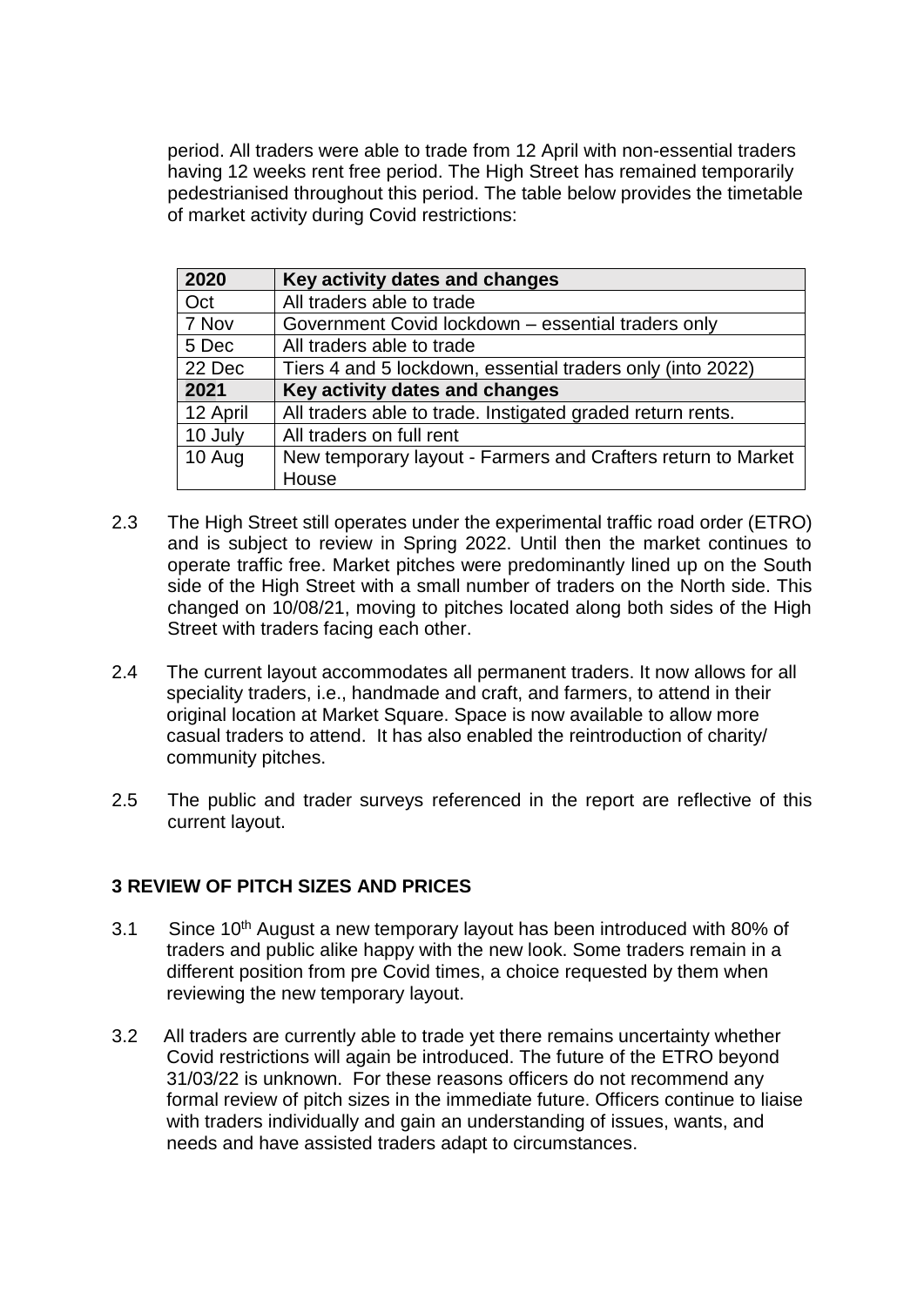period. All traders were able to trade from 12 April with non-essential traders having 12 weeks rent free period. The High Street has remained temporarily pedestrianised throughout this period. The table below provides the timetable of market activity during Covid restrictions:

| 2020 | Key activity dates and changes |
|---|---|
| Oct | All traders able to trade |
| 7 Nov | Government Covid lockdown – essential traders only |
| 5 Dec | All traders able to trade |
| 22 Dec | Tiers 4 and 5 lockdown, essential traders only (into 2022) |
| **2021** | **Key activity dates and changes** |
| 12 April | All traders able to trade. Instigated graded return rents. |
| 10 July | All traders on full rent |
| 10 Aug | New temporary layout - Farmers and Crafters return to Market House |

2.3 The High Street still operates under the experimental traffic road order (ETRO) and is subject to review in Spring 2022. Until then the market continues to operate traffic free. Market pitches were predominantly lined up on the South side of the High Street with a small number of traders on the North side. This changed on 10/08/21, moving to pitches located along both sides of the High Street with traders facing each other.

2.4 The current layout accommodates all permanent traders. It now allows for all speciality traders, i.e., handmade and craft, and farmers, to attend in their original location at Market Square. Space is now available to allow more casual traders to attend. It has also enabled the reintroduction of charity/ community pitches.

2.5 The public and trader surveys referenced in the report are reflective of this current layout.

## 3 REVIEW OF PITCH SIZES AND PRICES

3.1 Since 10th August a new temporary layout has been introduced with 80% of traders and public alike happy with the new look. Some traders remain in a different position from pre Covid times, a choice requested by them when reviewing the new temporary layout.

3.2 All traders are currently able to trade yet there remains uncertainty whether Covid restrictions will again be introduced. The future of the ETRO beyond 31/03/22 is unknown. For these reasons officers do not recommend any formal review of pitch sizes in the immediate future. Officers continue to liaise with traders individually and gain an understanding of issues, wants, and needs and have assisted traders adapt to circumstances.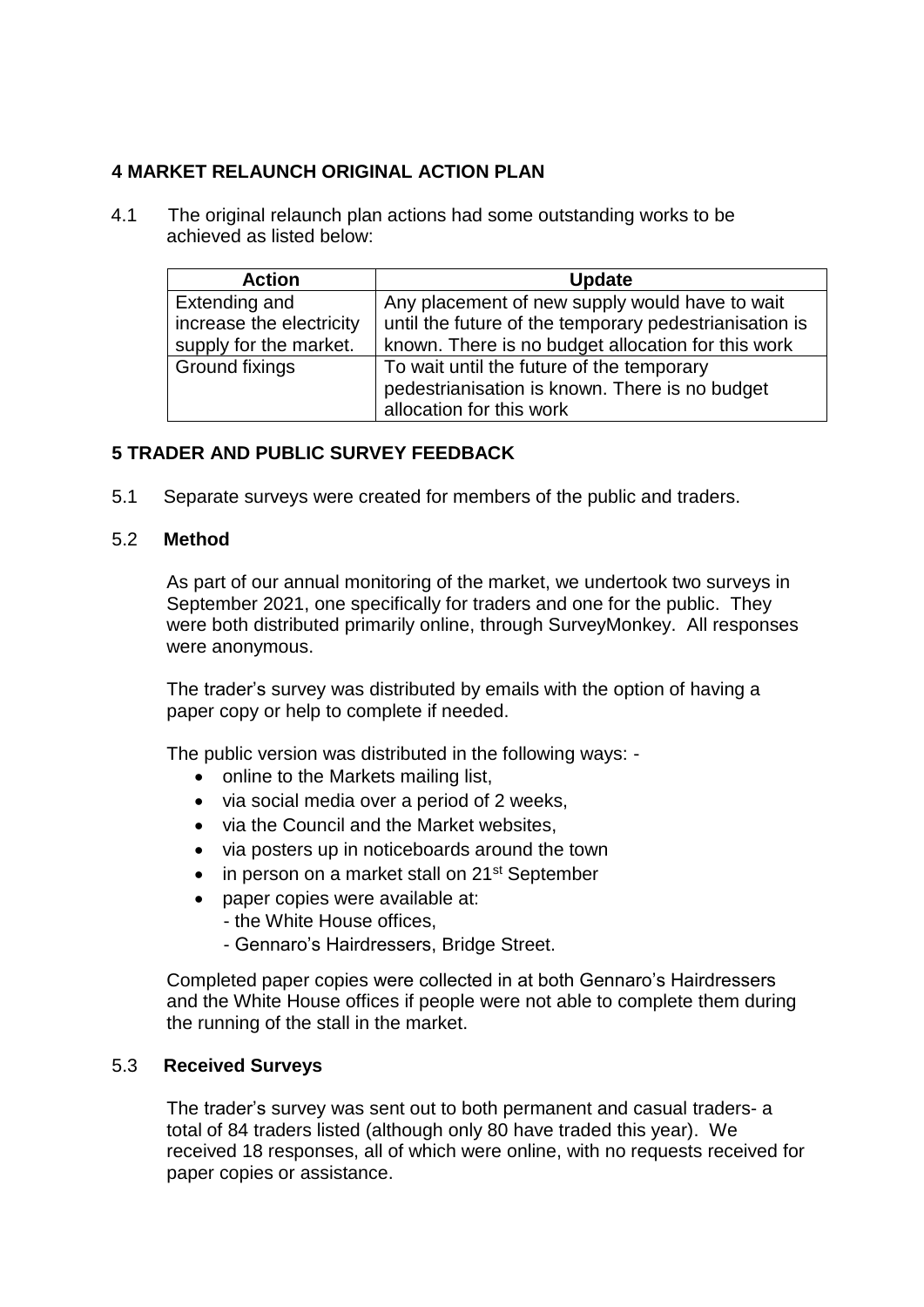## 4 MARKET RELAUNCH ORIGINAL ACTION PLAN

4.1 The original relaunch plan actions had some outstanding works to be achieved as listed below:

| Action | Update |
| --- | --- |
| Extending and increase the electricity supply for the market. | Any placement of new supply would have to wait until the future of the temporary pedestrianisation is known. There is no budget allocation for this work |
| Ground fixings | To wait until the future of the temporary pedestrianisation is known. There is no budget allocation for this work |

## 5 TRADER AND PUBLIC SURVEY FEEDBACK

5.1 Separate surveys were created for members of the public and traders.

5.2 **Method**

As part of our annual monitoring of the market, we undertook two surveys in September 2021, one specifically for traders and one for the public. They were both distributed primarily online, through SurveyMonkey. All responses were anonymous.

The trader's survey was distributed by emails with the option of having a paper copy or help to complete if needed.

The public version was distributed in the following ways: -

- online to the Markets mailing list,
- via social media over a period of 2 weeks,
- via the Council and the Market websites,
- via posters up in noticeboards around the town
- in person on a market stall on 21st September
- paper copies were available at:
  - the White House offices,
  - Gennaro's Hairdressers, Bridge Street.

Completed paper copies were collected in at both Gennaro's Hairdressers and the White House offices if people were not able to complete them during the running of the stall in the market.

5.3 **Received Surveys**

The trader's survey was sent out to both permanent and casual traders- a total of 84 traders listed (although only 80 have traded this year). We received 18 responses, all of which were online, with no requests received for paper copies or assistance.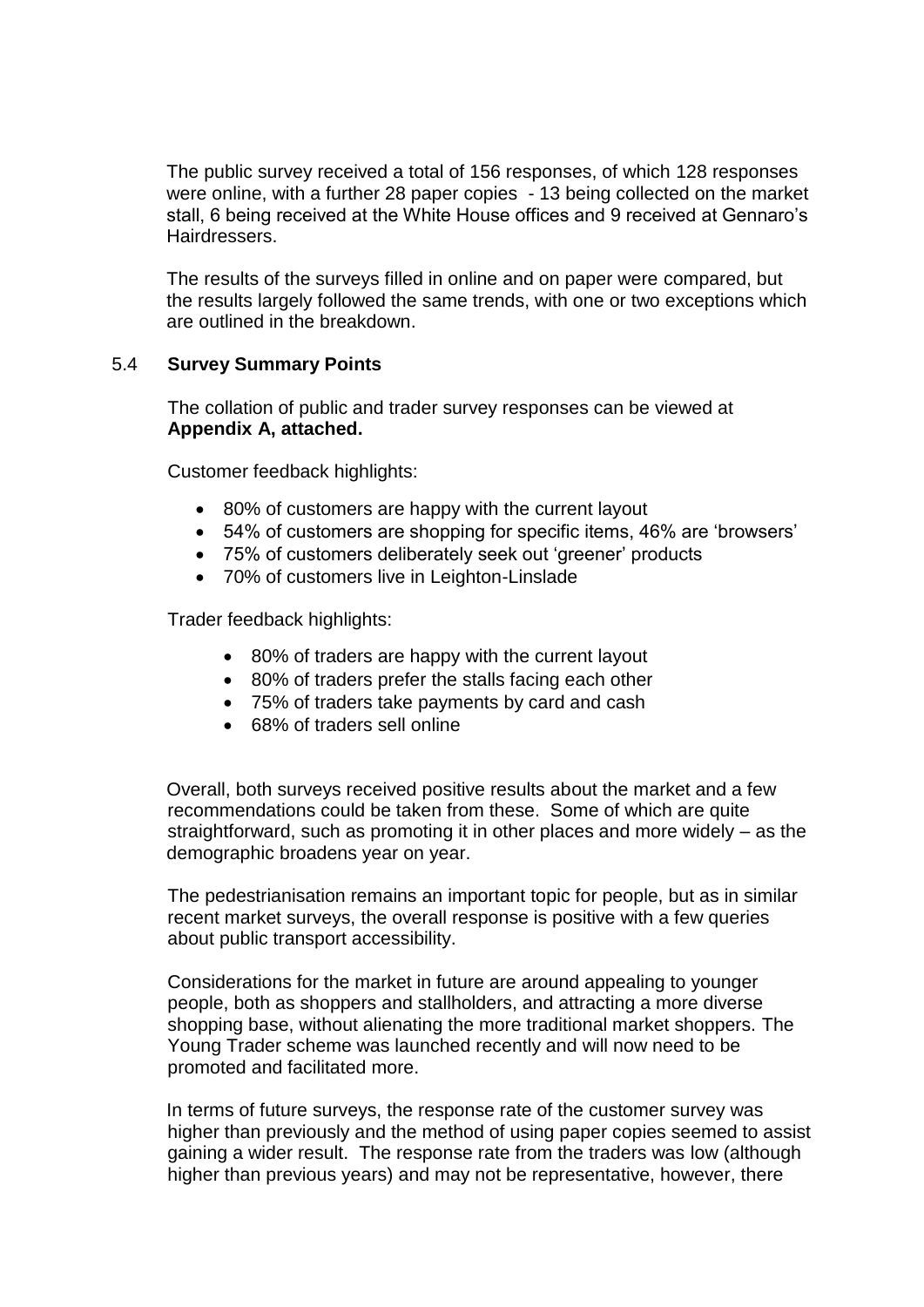The public survey received a total of 156 responses, of which 128 responses were online, with a further 28 paper copies - 13 being collected on the market stall, 6 being received at the White House offices and 9 received at Gennaro's Hairdressers.

The results of the surveys filled in online and on paper were compared, but the results largely followed the same trends, with one or two exceptions which are outlined in the breakdown.

### 5.4 **Survey Summary Points**

The collation of public and trader survey responses can be viewed at **Appendix A, attached.**

Customer feedback highlights:

- 80% of customers are happy with the current layout
- 54% of customers are shopping for specific items, 46% are 'browsers'
- 75% of customers deliberately seek out 'greener' products
- 70% of customers live in Leighton-Linslade

Trader feedback highlights:

- 80% of traders are happy with the current layout
- 80% of traders prefer the stalls facing each other
- 75% of traders take payments by card and cash
- 68% of traders sell online

Overall, both surveys received positive results about the market and a few recommendations could be taken from these. Some of which are quite straightforward, such as promoting it in other places and more widely – as the demographic broadens year on year.

The pedestrianisation remains an important topic for people, but as in similar recent market surveys, the overall response is positive with a few queries about public transport accessibility.

Considerations for the market in future are around appealing to younger people, both as shoppers and stallholders, and attracting a more diverse shopping base, without alienating the more traditional market shoppers. The Young Trader scheme was launched recently and will now need to be promoted and facilitated more.

In terms of future surveys, the response rate of the customer survey was higher than previously and the method of using paper copies seemed to assist gaining a wider result. The response rate from the traders was low (although higher than previous years) and may not be representative, however, there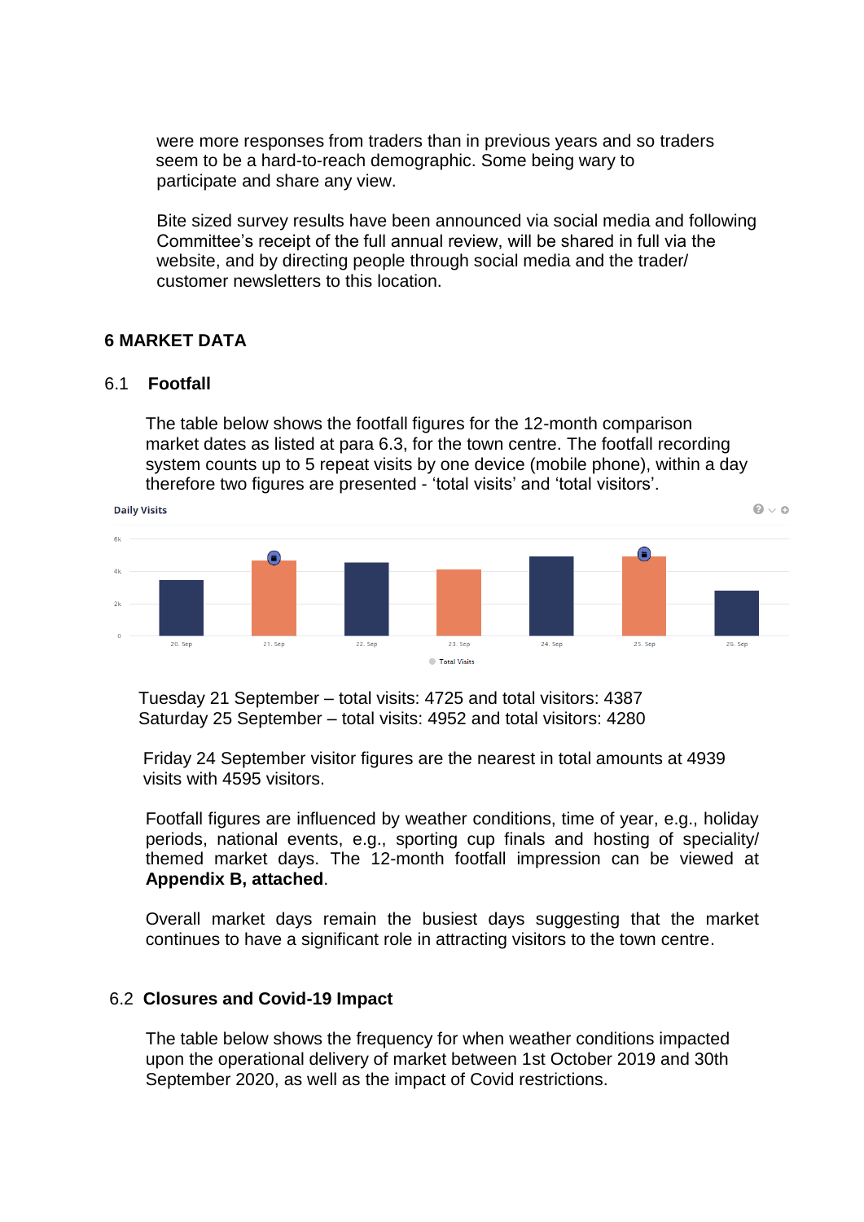were more responses from traders than in previous years and so traders seem to be a hard-to-reach demographic. Some being wary to participate and share any view.

Bite sized survey results have been announced via social media and following Committee's receipt of the full annual review, will be shared in full via the website, and by directing people through social media and the trader/ customer newsletters to this location.

## 6 MARKET DATA

### 6.1 Footfall

The table below shows the footfall figures for the 12-month comparison market dates as listed at para 6.3, for the town centre. The footfall recording system counts up to 5 repeat visits by one device (mobile phone), within a day therefore two figures are presented - 'total visits' and 'total visitors'.

Daily Visits

6k
4k
2k
0

20. Sep 21. Sep 22. Sep 23. Sep 24. Sep 25. Sep 26. Sep

Total Visits

Tuesday 21 September – total visits: 4725 and total visitors: 4387
Saturday 25 September – total visits: 4952 and total visitors: 4280

Friday 24 September visitor figures are the nearest in total amounts at 4939 visits with 4595 visitors.

Footfall figures are influenced by weather conditions, time of year, e.g., holiday periods, national events, e.g., sporting cup finals and hosting of speciality/ themed market days. The 12-month footfall impression can be viewed at **Appendix B, attached**.

Overall market days remain the busiest days suggesting that the market continues to have a significant role in attracting visitors to the town centre.

### 6.2 Closures and Covid-19 Impact

The table below shows the frequency for when weather conditions impacted upon the operational delivery of market between 1st October 2019 and 30th September 2020, as well as the impact of Covid restrictions.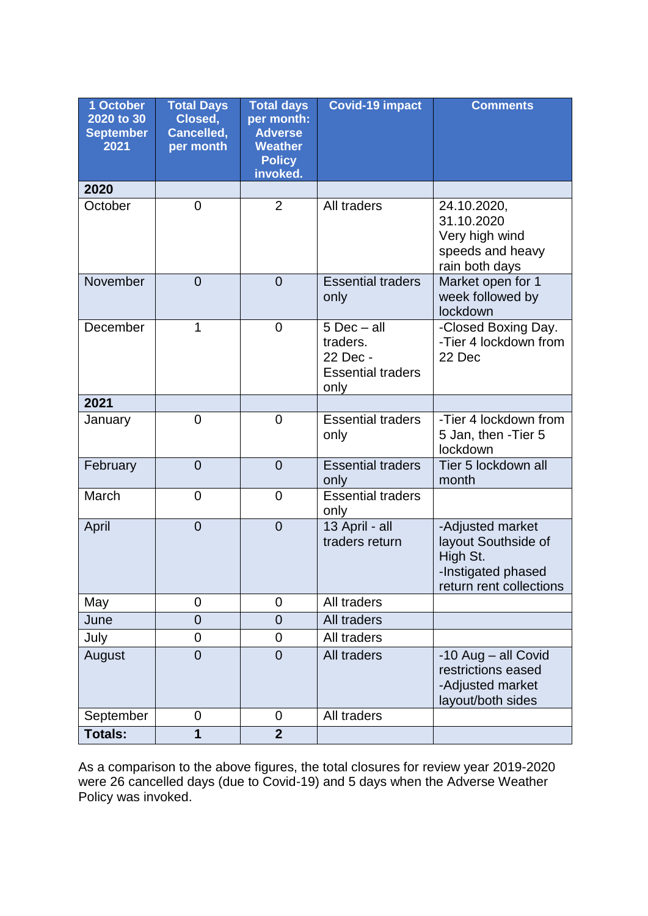| 1 October 2020 to 30 September 2021 | Total Days Closed, Cancelled, per month | Total days per month: Adverse Weather Policy invoked. | Covid-19 impact | Comments |
|---|---|---|---|---|
| **2020** | | | | |
| October | 0 | 2 | All traders | 24.10.2020, 31.10.2020 Very high wind speeds and heavy rain both days |
| November | 0 | 0 | Essential traders only | Market open for 1 week followed by lockdown |
| December | 1 | 0 | 5 Dec – all traders. 22 Dec - Essential traders only | -Closed Boxing Day. -Tier 4 lockdown from 22 Dec |
| **2021** | | | | |
| January | 0 | 0 | Essential traders only | -Tier 4 lockdown from 5 Jan, then -Tier 5 lockdown |
| February | 0 | 0 | Essential traders only | Tier 5 lockdown all month |
| March | 0 | 0 | Essential traders only | |
| April | 0 | 0 | 13 April - all traders return | -Adjusted market layout Southside of High St. -Instigated phased return rent collections |
| May | 0 | 0 | All traders | |
| June | 0 | 0 | All traders | |
| July | 0 | 0 | All traders | |
| August | 0 | 0 | All traders | -10 Aug – all Covid restrictions eased -Adjusted market layout/both sides |
| September | 0 | 0 | All traders | |
| **Totals:** | **1** | **2** | | |

As a comparison to the above figures, the total closures for review year 2019-2020 were 26 cancelled days (due to Covid-19) and 5 days when the Adverse Weather Policy was invoked.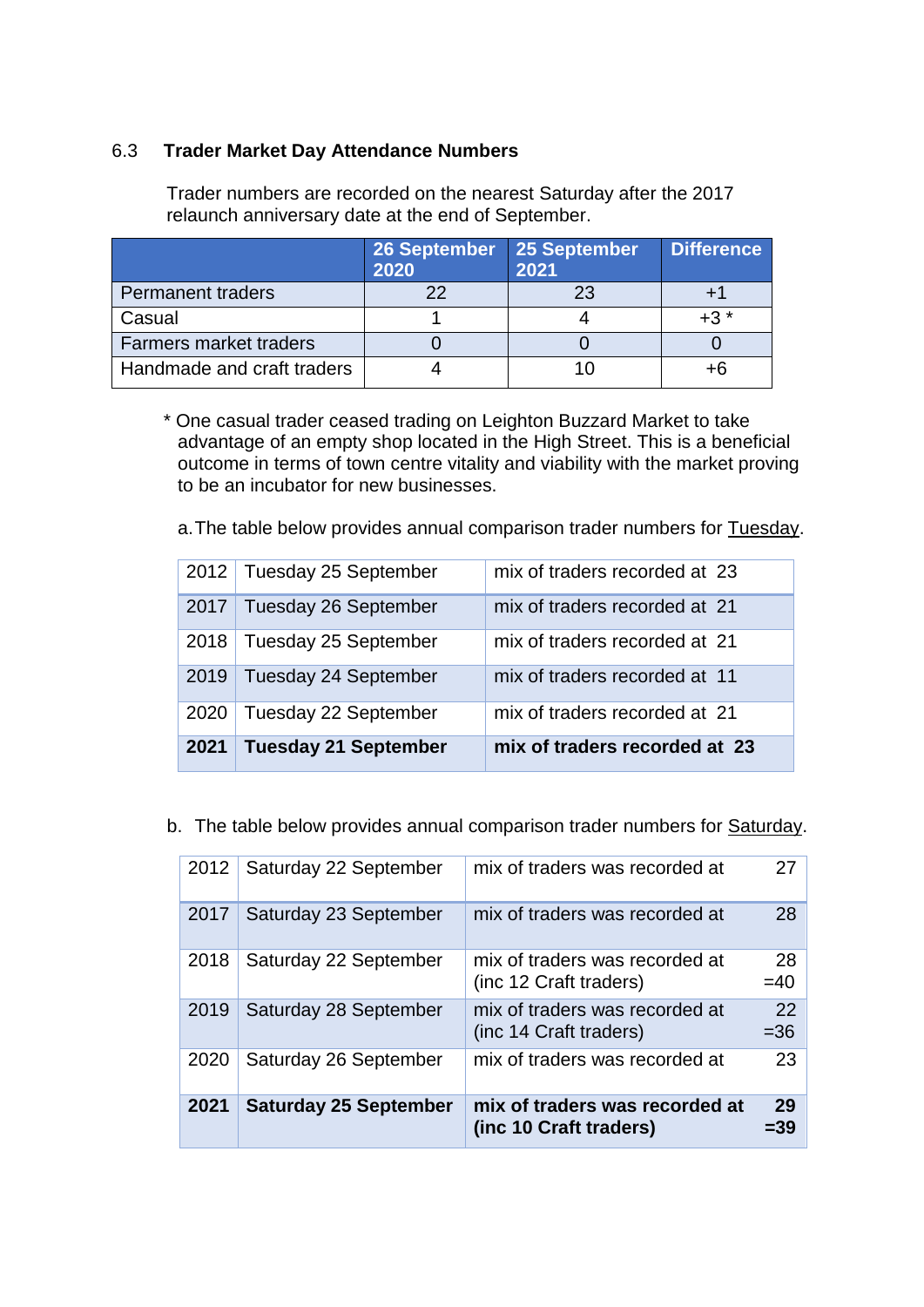## 6.3 Trader Market Day Attendance Numbers

Trader numbers are recorded on the nearest Saturday after the 2017 relaunch anniversary date at the end of September.

| | 26 September 2020 | 25 September 2021 | Difference |
|---|---|---|---|
| Permanent traders | 22 | 23 | +1 |
| Casual | 1 | 4 | +3 * |
| Farmers market traders | 0 | 0 | 0 |
| Handmade and craft traders | 4 | 10 | +6 |

\* One casual trader ceased trading on Leighton Buzzard Market to take advantage of an empty shop located in the High Street. This is a beneficial outcome in terms of town centre vitality and viability with the market proving to be an incubator for new businesses.

a. The table below provides annual comparison trader numbers for Tuesday.

| | | |
|---|---|---|
| 2012 | Tuesday 25 September | mix of traders recorded at 23 |
| 2017 | Tuesday 26 September | mix of traders recorded at 21 |
| 2018 | Tuesday 25 September | mix of traders recorded at 21 |
| 2019 | Tuesday 24 September | mix of traders recorded at 11 |
| 2020 | Tuesday 22 September | mix of traders recorded at 21 |
| **2021** | **Tuesday 21 September** | **mix of traders recorded at 23** |

b. The table below provides annual comparison trader numbers for Saturday.

| | | | |
|---|---|---|---|
| 2012 | Saturday 22 September | mix of traders was recorded at | 27 |
| 2017 | Saturday 23 September | mix of traders was recorded at | 28 |
| 2018 | Saturday 22 September | mix of traders was recorded at (inc 12 Craft traders) | 28 =40 |
| 2019 | Saturday 28 September | mix of traders was recorded at (inc 14 Craft traders) | 22 =36 |
| 2020 | Saturday 26 September | mix of traders was recorded at | 23 |
| **2021** | **Saturday 25 September** | **mix of traders was recorded at (inc 10 Craft traders)** | **29 =39** |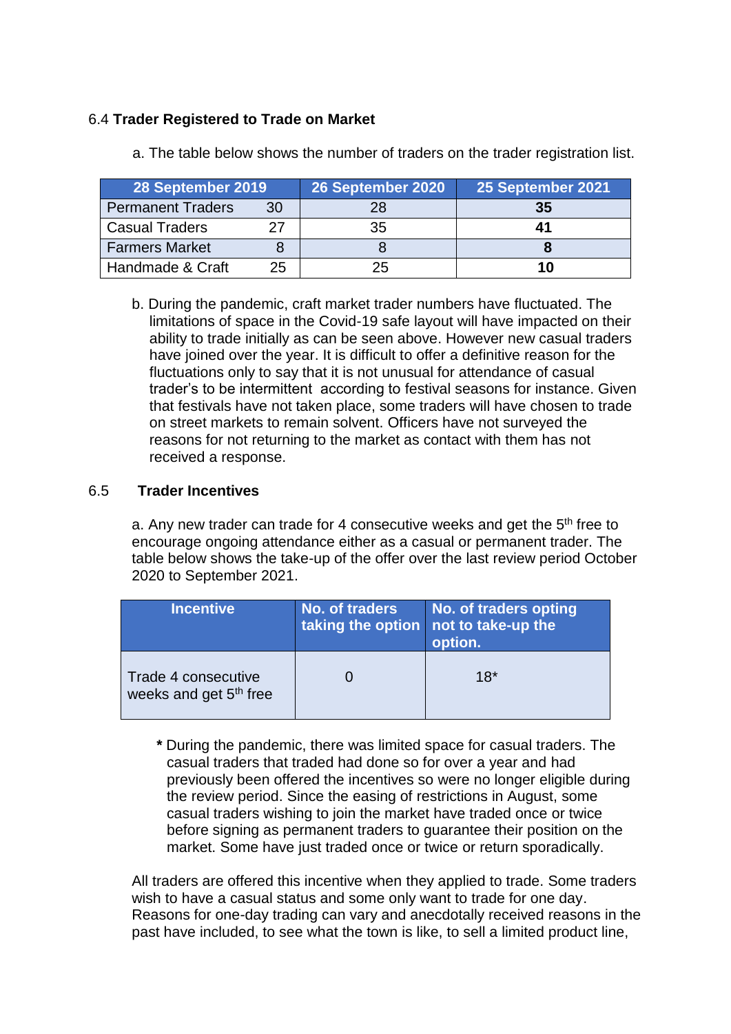6.4 **Trader Registered to Trade on Market**

a. The table below shows the number of traders on the trader registration list.

| 28 September 2019 | | 26 September 2020 | 25 September 2021 |
|---|---|---|---|
| Permanent Traders | 30 | 28 | **35** |
| Casual Traders | 27 | 35 | **41** |
| Farmers Market | 8 | 8 | **8** |
| Handmade & Craft | 25 | 25 | **10** |

b. During the pandemic, craft market trader numbers have fluctuated. The limitations of space in the Covid-19 safe layout will have impacted on their ability to trade initially as can be seen above. However new casual traders have joined over the year. It is difficult to offer a definitive reason for the fluctuations only to say that it is not unusual for attendance of casual trader's to be intermittent according to festival seasons for instance. Given that festivals have not taken place, some traders will have chosen to trade on street markets to remain solvent. Officers have not surveyed the reasons for not returning to the market as contact with them has not received a response.

6.5 **Trader Incentives**

a. Any new trader can trade for 4 consecutive weeks and get the 5th free to encourage ongoing attendance either as a casual or permanent trader. The table below shows the take-up of the offer over the last review period October 2020 to September 2021.

| Incentive | No. of traders taking the option | No. of traders opting not to take-up the option. |
|---|---|---|
| Trade 4 consecutive weeks and get 5th free | 0 | 18* |

**\*** During the pandemic, there was limited space for casual traders. The casual traders that traded had done so for over a year and had previously been offered the incentives so were no longer eligible during the review period. Since the easing of restrictions in August, some casual traders wishing to join the market have traded once or twice before signing as permanent traders to guarantee their position on the market. Some have just traded once or twice or return sporadically.

All traders are offered this incentive when they applied to trade. Some traders wish to have a casual status and some only want to trade for one day. Reasons for one-day trading can vary and anecdotally received reasons in the past have included, to see what the town is like, to sell a limited product line,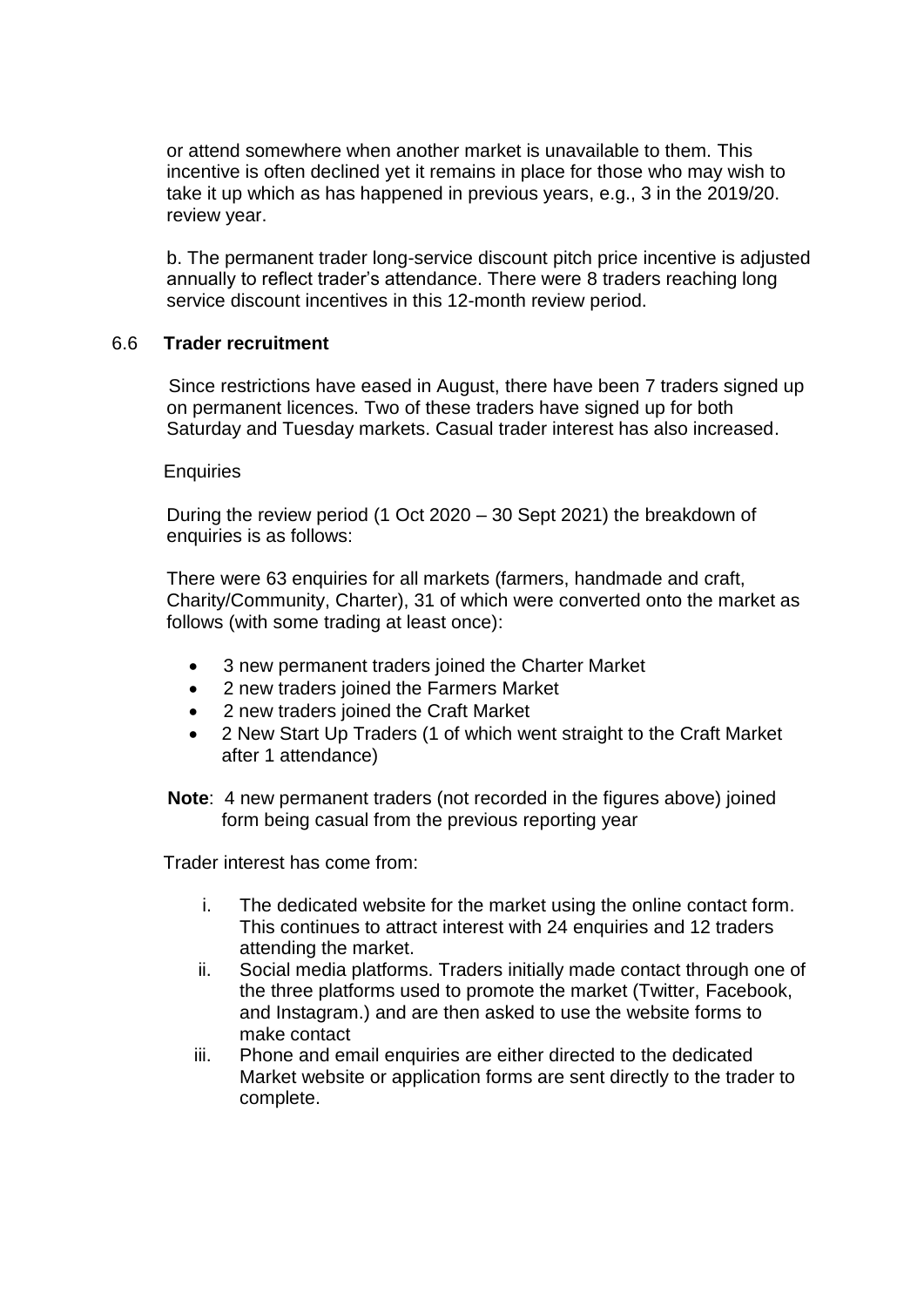or attend somewhere when another market is unavailable to them. This incentive is often declined yet it remains in place for those who may wish to take it up which as has happened in previous years, e.g., 3 in the 2019/20. review year.

b. The permanent trader long-service discount pitch price incentive is adjusted annually to reflect trader's attendance. There were 8 traders reaching long service discount incentives in this 12-month review period.

### 6.6 **Trader recruitment**

Since restrictions have eased in August, there have been 7 traders signed up on permanent licences. Two of these traders have signed up for both Saturday and Tuesday markets. Casual trader interest has also increased.

Enquiries

During the review period (1 Oct 2020 – 30 Sept 2021) the breakdown of enquiries is as follows:

There were 63 enquiries for all markets (farmers, handmade and craft, Charity/Community, Charter), 31 of which were converted onto the market as follows (with some trading at least once):

- 3 new permanent traders joined the Charter Market
- 2 new traders joined the Farmers Market
- 2 new traders joined the Craft Market
- 2 New Start Up Traders (1 of which went straight to the Craft Market after 1 attendance)

**Note**: 4 new permanent traders (not recorded in the figures above) joined form being casual from the previous reporting year

Trader interest has come from:

i. The dedicated website for the market using the online contact form. This continues to attract interest with 24 enquiries and 12 traders attending the market.
ii. Social media platforms. Traders initially made contact through one of the three platforms used to promote the market (Twitter, Facebook, and Instagram.) and are then asked to use the website forms to make contact
iii. Phone and email enquiries are either directed to the dedicated Market website or application forms are sent directly to the trader to complete.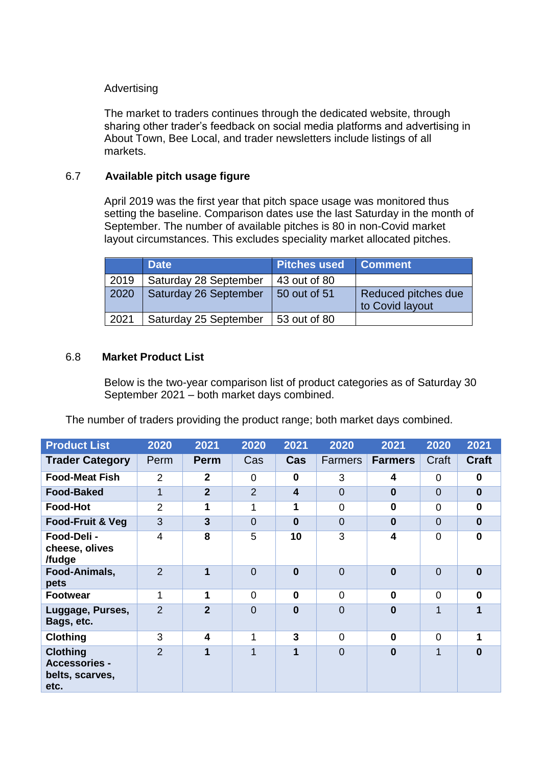Advertising

The market to traders continues through the dedicated website, through sharing other trader's feedback on social media platforms and advertising in About Town, Bee Local, and trader newsletters include listings of all markets.

### 6.7 Available pitch usage figure

April 2019 was the first year that pitch space usage was monitored thus setting the baseline. Comparison dates use the last Saturday in the month of September. The number of available pitches is 80 in non-Covid market layout circumstances. This excludes speciality market allocated pitches.

| | Date | Pitches used | Comment |
|---|---|---|---|
| 2019 | Saturday 28 September | 43 out of 80 | |
| 2020 | Saturday 26 September | 50 out of 51 | Reduced pitches due to Covid layout |
| 2021 | Saturday 25 September | 53 out of 80 | |

### 6.8 Market Product List

Below is the two-year comparison list of product categories as of Saturday 30 September 2021 – both market days combined.

The number of traders providing the product range; both market days combined.

| Product List | 2020 | 2021 | 2020 | 2021 | 2020 | 2021 | 2020 | 2021 |
|---|---|---|---|---|---|---|---|---|
| **Trader Category** | Perm | **Perm** | Cas | **Cas** | Farmers | **Farmers** | Craft | **Craft** |
| **Food-Meat Fish** | 2 | **2** | 0 | **0** | 3 | **4** | 0 | **0** |
| **Food-Baked** | 1 | **2** | 2 | **4** | 0 | **0** | 0 | **0** |
| **Food-Hot** | 2 | **1** | 1 | **1** | 0 | **0** | 0 | **0** |
| **Food-Fruit & Veg** | 3 | **3** | 0 | **0** | 0 | **0** | 0 | **0** |
| **Food-Deli - cheese, olives /fudge** | 4 | **8** | 5 | **10** | 3 | **4** | 0 | **0** |
| **Food-Animals, pets** | 2 | **1** | 0 | **0** | 0 | **0** | 0 | **0** |
| **Footwear** | 1 | **1** | 0 | **0** | 0 | **0** | 0 | **0** |
| **Luggage, Purses, Bags, etc.** | 2 | **2** | 0 | **0** | 0 | **0** | 1 | **1** |
| **Clothing** | 3 | **4** | 1 | **3** | 0 | **0** | 0 | **1** |
| **Clothing Accessories - belts, scarves, etc.** | 2 | **1** | 1 | **1** | 0 | **0** | 1 | **0** |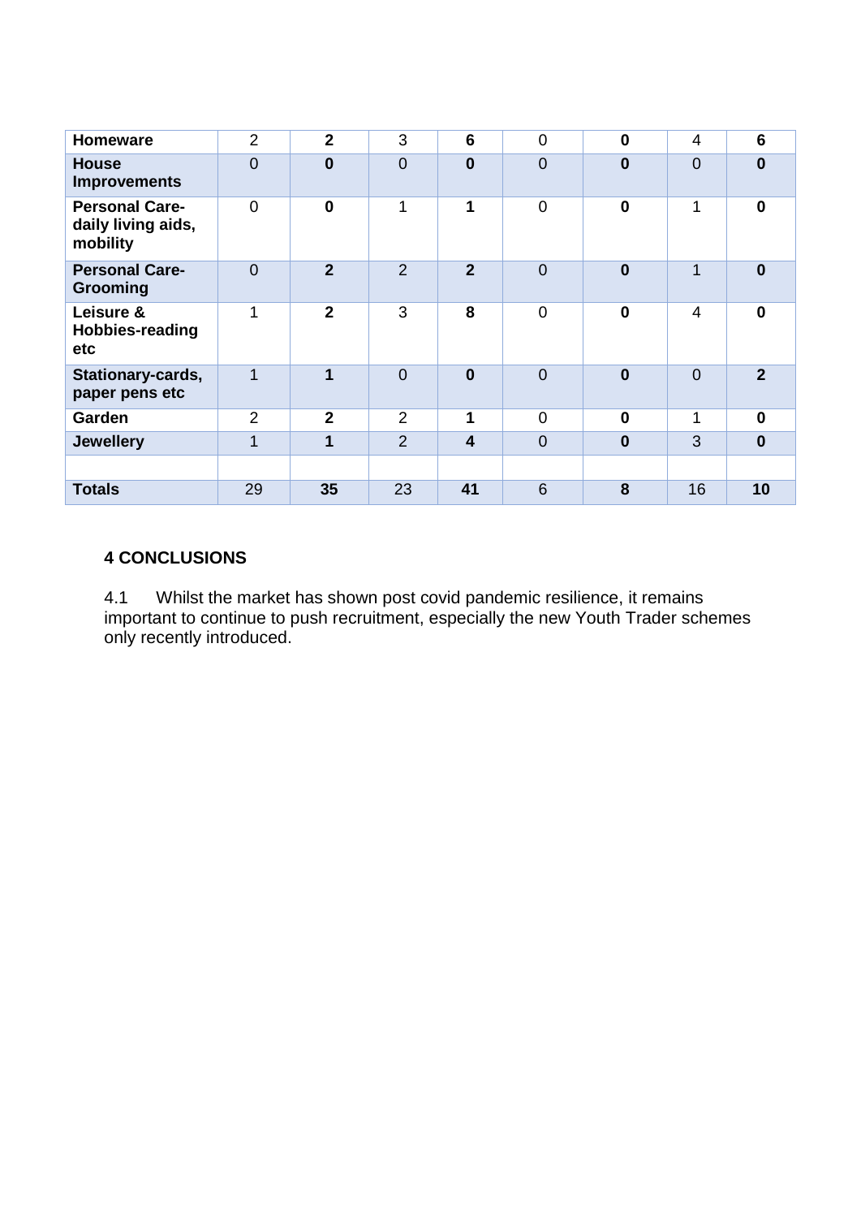| | | | | | | | | |
|---|---|---|---|---|---|---|---|---|
| **Homeware** | 2 | **2** | 3 | **6** | 0 | **0** | 4 | **6** |
| **House Improvements** | 0 | **0** | 0 | **0** | 0 | **0** | 0 | **0** |
| **Personal Care-daily living aids, mobility** | 0 | **0** | 1 | **1** | 0 | **0** | 1 | **0** |
| **Personal Care-Grooming** | 0 | **2** | 2 | **2** | 0 | **0** | 1 | **0** |
| **Leisure & Hobbies-reading etc** | 1 | **2** | 3 | **8** | 0 | **0** | 4 | **0** |
| **Stationary-cards, paper pens etc** | 1 | **1** | 0 | **0** | 0 | **0** | 0 | **2** |
| **Garden** | 2 | **2** | 2 | **1** | 0 | **0** | 1 | **0** |
| **Jewellery** | 1 | **1** | 2 | **4** | 0 | **0** | 3 | **0** |
| | | | | | | | | |
| **Totals** | 29 | **35** | 23 | **41** | 6 | **8** | 16 | **10** |

## 4 CONCLUSIONS

4.1 Whilst the market has shown post covid pandemic resilience, it remains important to continue to push recruitment, especially the new Youth Trader schemes only recently introduced.